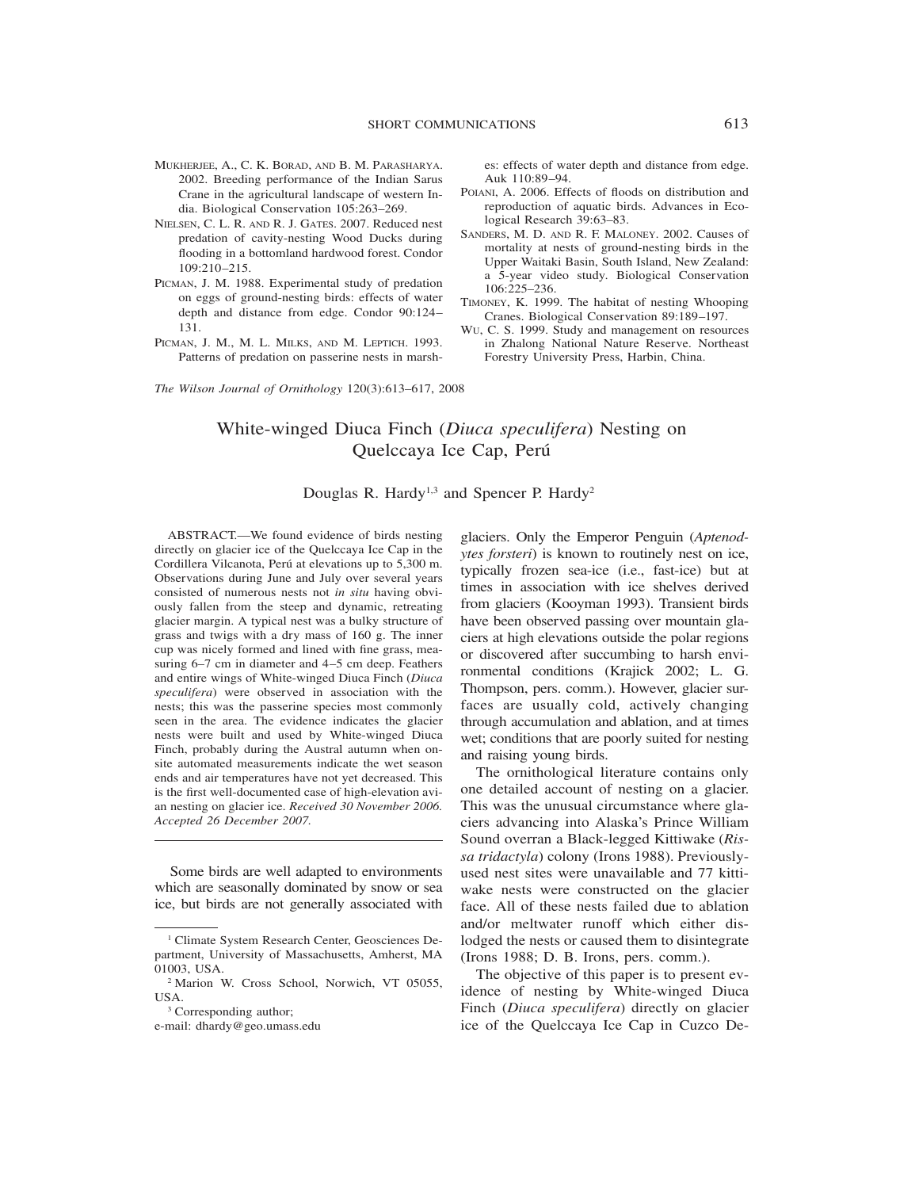MUKHERJEE, A., C. K. BORAD, AND B. M. PARASHARYA. 2002. Breeding performance of the Indian Sarus Crane in the agricultural landscape of western India. Biological Conservation 105:263–269.

NIELSEN, C. L. R. AND R. J. GATES. 2007. Reduced nest predation of cavity-nesting Wood Ducks during flooding in a bottomland hardwood forest. Condor 109:210–215.

PICMAN, J. M. 1988. Experimental study of predation on eggs of ground-nesting birds: effects of water depth and distance from edge. Condor 90:124–131.

PICMAN, J. M., M. L. MILKS, AND M. LEPTICH. 1993. Patterns of predation on passerine nests in marshes: effects of water depth and distance from edge. Auk 110:89–94.

POIANI, A. 2006. Effects of floods on distribution and reproduction of aquatic birds. Advances in Ecological Research 39:63–83.

SANDERS, M. D. AND R. F. MALONEY. 2002. Causes of mortality at nests of ground-nesting birds in the Upper Waitaki Basin, South Island, New Zealand: a 5-year video study. Biological Conservation 106:225–236.

TIMONEY, K. 1999. The habitat of nesting Whooping Cranes. Biological Conservation 89:189–197.

WU, C. S. 1999. Study and management on resources in Zhalong National Nature Reserve. Northeast Forestry University Press, Harbin, China.

*The Wilson Journal of Ornithology* 120(3):613–617, 2008

# White-winged Diuca Finch (*Diuca speculifera*) Nesting on Quelccaya Ice Cap, Perú

Douglas R. Hardy[1,3] and Spencer P. Hardy[2]

ABSTRACT.—We found evidence of birds nesting directly on glacier ice of the Quelccaya Ice Cap in the Cordillera Vilcanota, Perú at elevations up to 5,300 m. Observations during June and July over several years consisted of numerous nests not *in situ* having obviously fallen from the steep and dynamic, retreating glacier margin. A typical nest was a bulky structure of grass and twigs with a dry mass of 160 g. The inner cup was nicely formed and lined with fine grass, measuring 6–7 cm in diameter and 4–5 cm deep. Feathers and entire wings of White-winged Diuca Finch (*Diuca speculifera*) were observed in association with the nests; this was the passerine species most commonly seen in the area. The evidence indicates the glacier nests were built and used by White-winged Diuca Finch, probably during the Austral autumn when on-site automated measurements indicate the wet season ends and air temperatures have not yet decreased. This is the first well-documented case of high-elevation avian nesting on glacier ice. *Received 30 November 2006. Accepted 26 December 2007.*

Some birds are well adapted to environments which are seasonally dominated by snow or sea ice, but birds are not generally associated with glaciers. Only the Emperor Penguin (*Aptenodytes forsteri*) is known to routinely nest on ice, typically frozen sea-ice (i.e., fast-ice) but at times in association with ice shelves derived from glaciers (Kooyman 1993). Transient birds have been observed passing over mountain glaciers at high elevations outside the polar regions or discovered after succumbing to harsh environmental conditions (Krajick 2002; L. G. Thompson, pers. comm.). However, glacier surfaces are usually cold, actively changing through accumulation and ablation, and at times wet; conditions that are poorly suited for nesting and raising young birds.

The ornithological literature contains only one detailed account of nesting on a glacier. This was the unusual circumstance where glaciers advancing into Alaska's Prince William Sound overran a Black-legged Kittiwake (*Rissa tridactyla*) colony (Irons 1988). Previously-used nest sites were unavailable and 77 kittiwake nests were constructed on the glacier face. All of these nests failed due to ablation and/or meltwater runoff which either dislodged the nests or caused them to disintegrate (Irons 1988; D. B. Irons, pers. comm.).

The objective of this paper is to present evidence of nesting by White-winged Diuca Finch (*Diuca speculifera*) directly on glacier ice of the Quelccaya Ice Cap in Cuzco De-

[1] Climate System Research Center, Geosciences Department, University of Massachusetts, Amherst, MA 01003, USA.

[2] Marion W. Cross School, Norwich, VT 05055, USA.

[3] Corresponding author; e-mail: dhardy@geo.umass.edu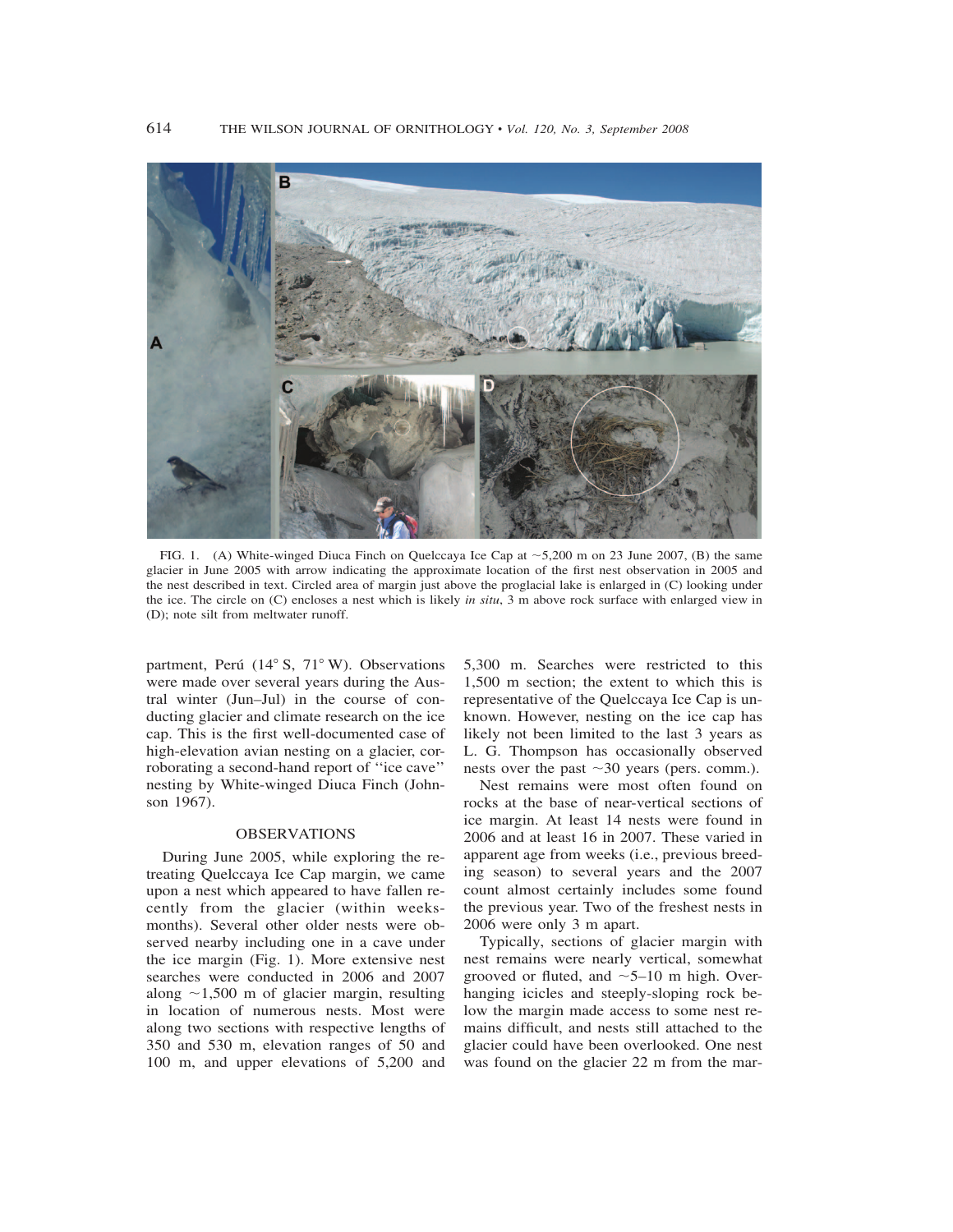FIG. 1. (A) White-winged Diuca Finch on Quelccaya Ice Cap at ~5,200 m on 23 June 2007, (B) the same glacier in June 2005 with arrow indicating the approximate location of the first nest observation in 2005 and the nest described in text. Circled area of margin just above the proglacial lake is enlarged in (C) looking under the ice. The circle on (C) encloses a nest which is likely *in situ*, 3 m above rock surface with enlarged view in (D); note silt from meltwater runoff.

partment, Perú (14° S, 71° W). Observations were made over several years during the Austral winter (Jun–Jul) in the course of conducting glacier and climate research on the ice cap. This is the first well-documented case of high-elevation avian nesting on a glacier, corroborating a second-hand report of ''ice cave'' nesting by White-winged Diuca Finch (Johnson 1967).

## OBSERVATIONS

During June 2005, while exploring the retreating Quelccaya Ice Cap margin, we came upon a nest which appeared to have fallen recently from the glacier (within weeks-months). Several other older nests were observed nearby including one in a cave under the ice margin (Fig. 1). More extensive nest searches were conducted in 2006 and 2007 along ~1,500 m of glacier margin, resulting in location of numerous nests. Most were along two sections with respective lengths of 350 and 530 m, elevation ranges of 50 and 100 m, and upper elevations of 5,200 and 5,300 m. Searches were restricted to this 1,500 m section; the extent to which this is representative of the Quelccaya Ice Cap is unknown. However, nesting on the ice cap has likely not been limited to the last 3 years as L. G. Thompson has occasionally observed nests over the past ~30 years (pers. comm.).

Nest remains were most often found on rocks at the base of near-vertical sections of ice margin. At least 14 nests were found in 2006 and at least 16 in 2007. These varied in apparent age from weeks (i.e., previous breeding season) to several years and the 2007 count almost certainly includes some found the previous year. Two of the freshest nests in 2006 were only 3 m apart.

Typically, sections of glacier margin with nest remains were nearly vertical, somewhat grooved or fluted, and ~5–10 m high. Overhanging icicles and steeply-sloping rock below the margin made access to some nest remains difficult, and nests still attached to the glacier could have been overlooked. One nest was found on the glacier 22 m from the mar-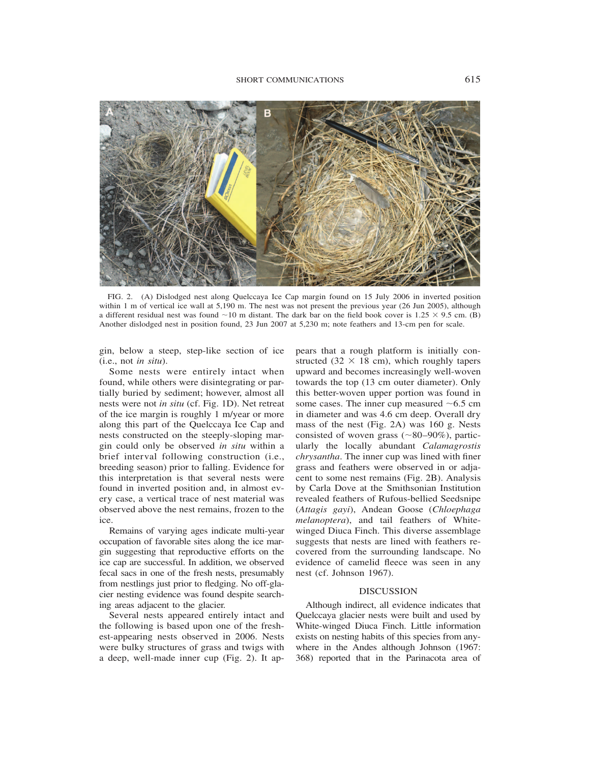FIG. 2. (A) Dislodged nest along Quelccaya Ice Cap margin found on 15 July 2006 in inverted position within 1 m of vertical ice wall at 5,190 m. The nest was not present the previous year (26 Jun 2005), although a different residual nest was found ~10 m distant. The dark bar on the field book cover is 1.25 × 9.5 cm. (B) Another dislodged nest in position found, 23 Jun 2007 at 5,230 m; note feathers and 13-cm pen for scale.

gin, below a steep, step-like section of ice (i.e., not *in situ*).

Some nests were entirely intact when found, while others were disintegrating or partially buried by sediment; however, almost all nests were not *in situ* (cf. Fig. 1D). Net retreat of the ice margin is roughly 1 m/year or more along this part of the Quelccaya Ice Cap and nests constructed on the steeply-sloping margin could only be observed *in situ* within a brief interval following construction (i.e., breeding season) prior to falling. Evidence for this interpretation is that several nests were found in inverted position and, in almost every case, a vertical trace of nest material was observed above the nest remains, frozen to the ice.

Remains of varying ages indicate multi-year occupation of favorable sites along the ice margin suggesting that reproductive efforts on the ice cap are successful. In addition, we observed fecal sacs in one of the fresh nests, presumably from nestlings just prior to fledging. No off-glacier nesting evidence was found despite searching areas adjacent to the glacier.

Several nests appeared entirely intact and the following is based upon one of the freshest-appearing nests observed in 2006. Nests were bulky structures of grass and twigs with a deep, well-made inner cup (Fig. 2). It appears that a rough platform is initially constructed (32 × 18 cm), which roughly tapers upward and becomes increasingly well-woven towards the top (13 cm outer diameter). Only this better-woven upper portion was found in some cases. The inner cup measured ~6.5 cm in diameter and was 4.6 cm deep. Overall dry mass of the nest (Fig. 2A) was 160 g. Nests consisted of woven grass (~80–90%), particularly the locally abundant *Calamagrostis chrysantha*. The inner cup was lined with finer grass and feathers were observed in or adjacent to some nest remains (Fig. 2B). Analysis by Carla Dove at the Smithsonian Institution revealed feathers of Rufous-bellied Seedsnipe (*Attagis gayi*), Andean Goose (*Chloephaga melanoptera*), and tail feathers of White-winged Diuca Finch. This diverse assemblage suggests that nests are lined with feathers recovered from the surrounding landscape. No evidence of camelid fleece was seen in any nest (cf. Johnson 1967).

## DISCUSSION

Although indirect, all evidence indicates that Quelccaya glacier nests were built and used by White-winged Diuca Finch. Little information exists on nesting habits of this species from anywhere in the Andes although Johnson (1967: 368) reported that in the Parinacota area of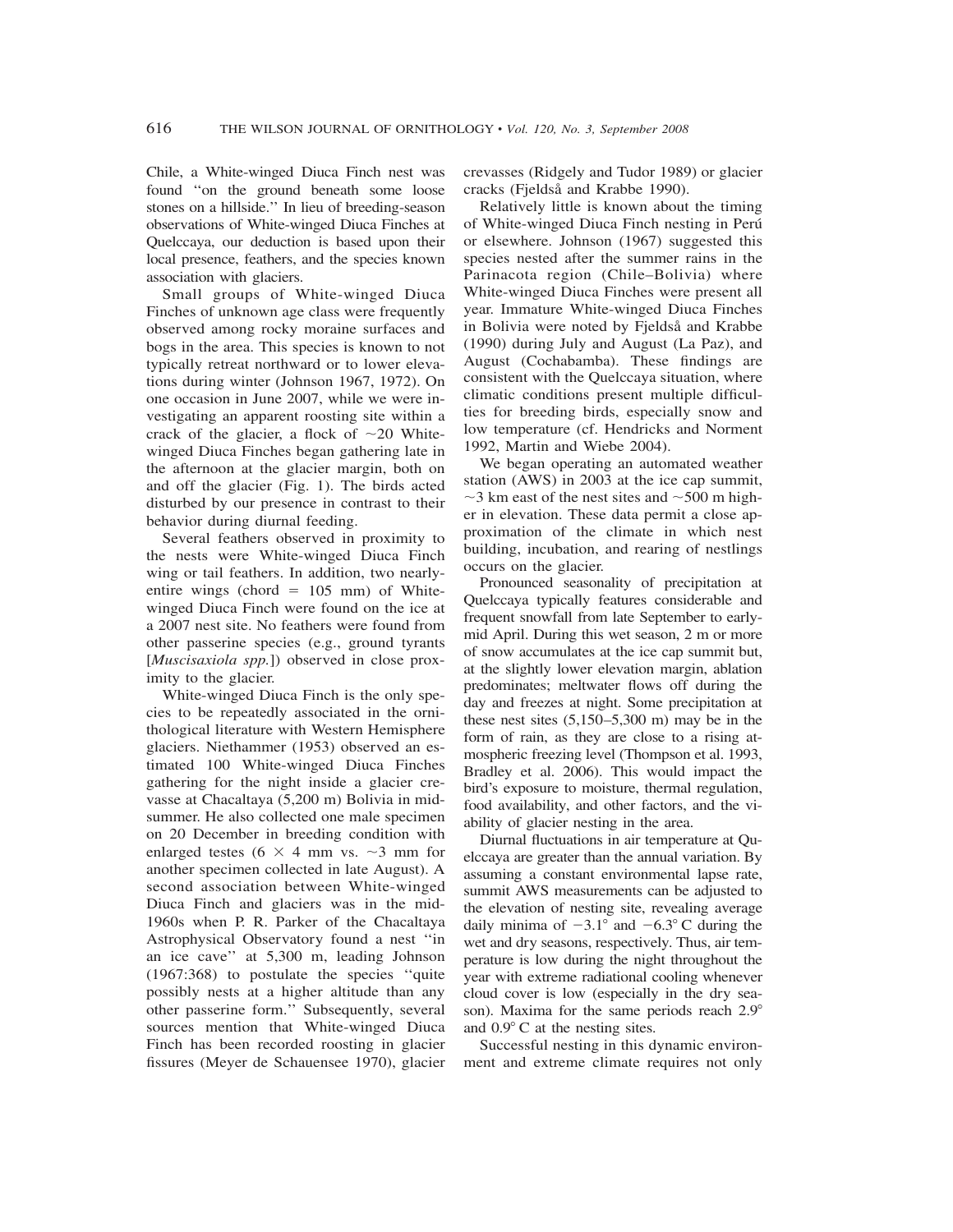Chile, a White-winged Diuca Finch nest was found "on the ground beneath some loose stones on a hillside." In lieu of breeding-season observations of White-winged Diuca Finches at Quelccaya, our deduction is based upon their local presence, feathers, and the species known association with glaciers.

Small groups of White-winged Diuca Finches of unknown age class were frequently observed among rocky moraine surfaces and bogs in the area. This species is known to not typically retreat northward or to lower elevations during winter (Johnson 1967, 1972). On one occasion in June 2007, while we were investigating an apparent roosting site within a crack of the glacier, a flock of ~20 White-winged Diuca Finches began gathering late in the afternoon at the glacier margin, both on and off the glacier (Fig. 1). The birds acted disturbed by our presence in contrast to their behavior during diurnal feeding.

Several feathers observed in proximity to the nests were White-winged Diuca Finch wing or tail feathers. In addition, two nearly-entire wings (chord = 105 mm) of White-winged Diuca Finch were found on the ice at a 2007 nest site. No feathers were found from other passerine species (e.g., ground tyrants [*Muscisaxiola spp.*]) observed in close proximity to the glacier.

White-winged Diuca Finch is the only species to be repeatedly associated in the ornithological literature with Western Hemisphere glaciers. Niethammer (1953) observed an estimated 100 White-winged Diuca Finches gathering for the night inside a glacier crevasse at Chacaltaya (5,200 m) Bolivia in mid-summer. He also collected one male specimen on 20 December in breeding condition with enlarged testes (6 × 4 mm vs. ~3 mm for another specimen collected in late August). A second association between White-winged Diuca Finch and glaciers was in the mid-1960s when P. R. Parker of the Chacaltaya Astrophysical Observatory found a nest "in an ice cave" at 5,300 m, leading Johnson (1967:368) to postulate the species "quite possibly nests at a higher altitude than any other passerine form." Subsequently, several sources mention that White-winged Diuca Finch has been recorded roosting in glacier fissures (Meyer de Schauensee 1970), glacier crevasses (Ridgely and Tudor 1989) or glacier cracks (Fjeldså and Krabbe 1990).

Relatively little is known about the timing of White-winged Diuca Finch nesting in Perú or elsewhere. Johnson (1967) suggested this species nested after the summer rains in the Parinacota region (Chile–Bolivia) where White-winged Diuca Finches were present all year. Immature White-winged Diuca Finches in Bolivia were noted by Fjeldså and Krabbe (1990) during July and August (La Paz), and August (Cochabamba). These findings are consistent with the Quelccaya situation, where climatic conditions present multiple difficulties for breeding birds, especially snow and low temperature (cf. Hendricks and Norment 1992, Martin and Wiebe 2004).

We began operating an automated weather station (AWS) in 2003 at the ice cap summit, ~3 km east of the nest sites and ~500 m higher in elevation. These data permit a close approximation of the climate in which nest building, incubation, and rearing of nestlings occurs on the glacier.

Pronounced seasonality of precipitation at Quelccaya typically features considerable and frequent snowfall from late September to early-mid April. During this wet season, 2 m or more of snow accumulates at the ice cap summit but, at the slightly lower elevation margin, ablation predominates; meltwater flows off during the day and freezes at night. Some precipitation at these nest sites (5,150–5,300 m) may be in the form of rain, as they are close to a rising atmospheric freezing level (Thompson et al. 1993, Bradley et al. 2006). This would impact the bird's exposure to moisture, thermal regulation, food availability, and other factors, and the viability of glacier nesting in the area.

Diurnal fluctuations in air temperature at Quelccaya are greater than the annual variation. By assuming a constant environmental lapse rate, summit AWS measurements can be adjusted to the elevation of nesting site, revealing average daily minima of −3.1° and −6.3° C during the wet and dry seasons, respectively. Thus, air temperature is low during the night throughout the year with extreme radiational cooling whenever cloud cover is low (especially in the dry season). Maxima for the same periods reach 2.9° and 0.9° C at the nesting sites.

Successful nesting in this dynamic environment and extreme climate requires not only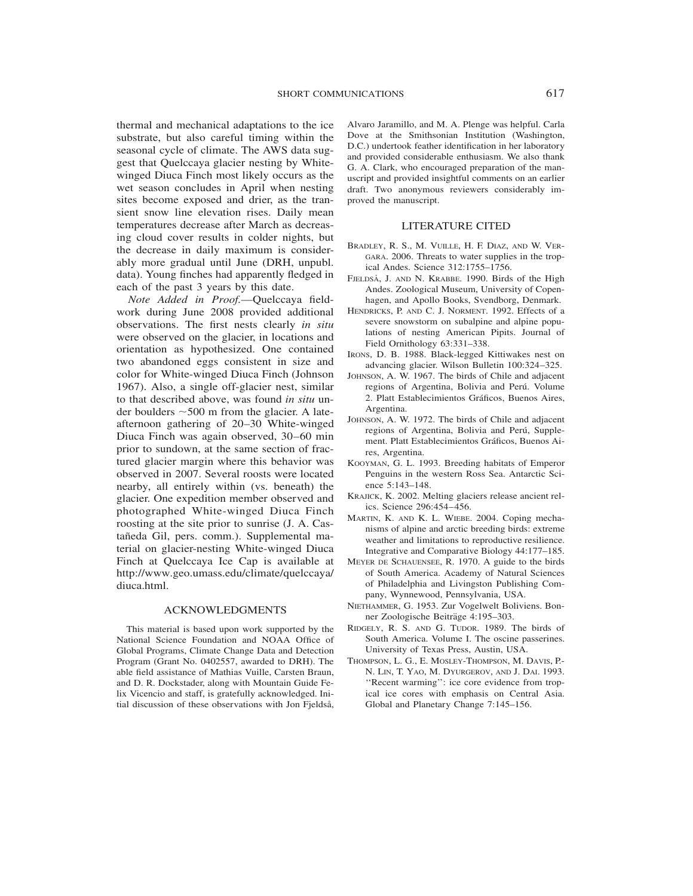thermal and mechanical adaptations to the ice substrate, but also careful timing within the seasonal cycle of climate. The AWS data suggest that Quelccaya glacier nesting by White-winged Diuca Finch most likely occurs as the wet season concludes in April when nesting sites become exposed and drier, as the transient snow line elevation rises. Daily mean temperatures decrease after March as decreasing cloud cover results in colder nights, but the decrease in daily maximum is considerably more gradual until June (DRH, unpubl. data). Young finches had apparently fledged in each of the past 3 years by this date.

*Note Added in Proof.*—Quelccaya fieldwork during June 2008 provided additional observations. The first nests clearly *in situ* were observed on the glacier, in locations and orientation as hypothesized. One contained two abandoned eggs consistent in size and color for White-winged Diuca Finch (Johnson 1967). Also, a single off-glacier nest, similar to that described above, was found *in situ* under boulders ~500 m from the glacier. A late-afternoon gathering of 20–30 White-winged Diuca Finch was again observed, 30–60 min prior to sundown, at the same section of fractured glacier margin where this behavior was observed in 2007. Several roosts were located nearby, all entirely within (vs. beneath) the glacier. One expedition member observed and photographed White-winged Diuca Finch roosting at the site prior to sunrise (J. A. Castañeda Gil, pers. comm.). Supplemental material on glacier-nesting White-winged Diuca Finch at Quelccaya Ice Cap is available at http://www.geo.umass.edu/climate/quelccaya/diuca.html.

## ACKNOWLEDGMENTS

This material is based upon work supported by the National Science Foundation and NOAA Office of Global Programs, Climate Change Data and Detection Program (Grant No. 0402557, awarded to DRH). The able field assistance of Mathias Vuille, Carsten Braun, and D. R. Dockstader, along with Mountain Guide Felix Vicencio and staff, is gratefully acknowledged. Initial discussion of these observations with Jon Fjeldså, Alvaro Jaramillo, and M. A. Plenge was helpful. Carla Dove at the Smithsonian Institution (Washington, D.C.) undertook feather identification in her laboratory and provided considerable enthusiasm. We also thank G. A. Clark, who encouraged preparation of the manuscript and provided insightful comments on an earlier draft. Two anonymous reviewers considerably improved the manuscript.

## LITERATURE CITED

BRADLEY, R. S., M. VUILLE, H. F. DIAZ, AND W. VERGARA. 2006. Threats to water supplies in the tropical Andes. Science 312:1755–1756.

FJELDSÅ, J. AND N. KRABBE. 1990. Birds of the High Andes. Zoological Museum, University of Copenhagen, and Apollo Books, Svendborg, Denmark.

HENDRICKS, P. AND C. J. NORMENT. 1992. Effects of a severe snowstorm on subalpine and alpine populations of nesting American Pipits. Journal of Field Ornithology 63:331–338.

IRONS, D. B. 1988. Black-legged Kittiwakes nest on advancing glacier. Wilson Bulletin 100:324–325.

JOHNSON, A. W. 1967. The birds of Chile and adjacent regions of Argentina, Bolivia and Perú. Volume 2. Platt Establecimientos Gráficos, Buenos Aires, Argentina.

JOHNSON, A. W. 1972. The birds of Chile and adjacent regions of Argentina, Bolivia and Perú, Supplement. Platt Establecimientos Gráficos, Buenos Aires, Argentina.

KOOYMAN, G. L. 1993. Breeding habitats of Emperor Penguins in the western Ross Sea. Antarctic Science 5:143–148.

KRAJICK, K. 2002. Melting glaciers release ancient relics. Science 296:454–456.

MARTIN, K. AND K. L. WIEBE. 2004. Coping mechanisms of alpine and arctic breeding birds: extreme weather and limitations to reproductive resilience. Integrative and Comparative Biology 44:177–185.

MEYER DE SCHAUENSEE, R. 1970. A guide to the birds of South America. Academy of Natural Sciences of Philadelphia and Livingston Publishing Company, Wynnewood, Pennsylvania, USA.

NIETHAMMER, G. 1953. Zur Vogelwelt Boliviens. Bonner Zoologische Beiträge 4:195–303.

RIDGELY, R. S. AND G. TUDOR. 1989. The birds of South America. Volume I. The oscine passerines. University of Texas Press, Austin, USA.

THOMPSON, L. G., E. MOSLEY-THOMPSON, M. DAVIS, P.-N. LIN, T. YAO, M. DYURGEROV, AND J. DAI. 1993. ''Recent warming'': ice core evidence from tropical ice cores with emphasis on Central Asia. Global and Planetary Change 7:145–156.